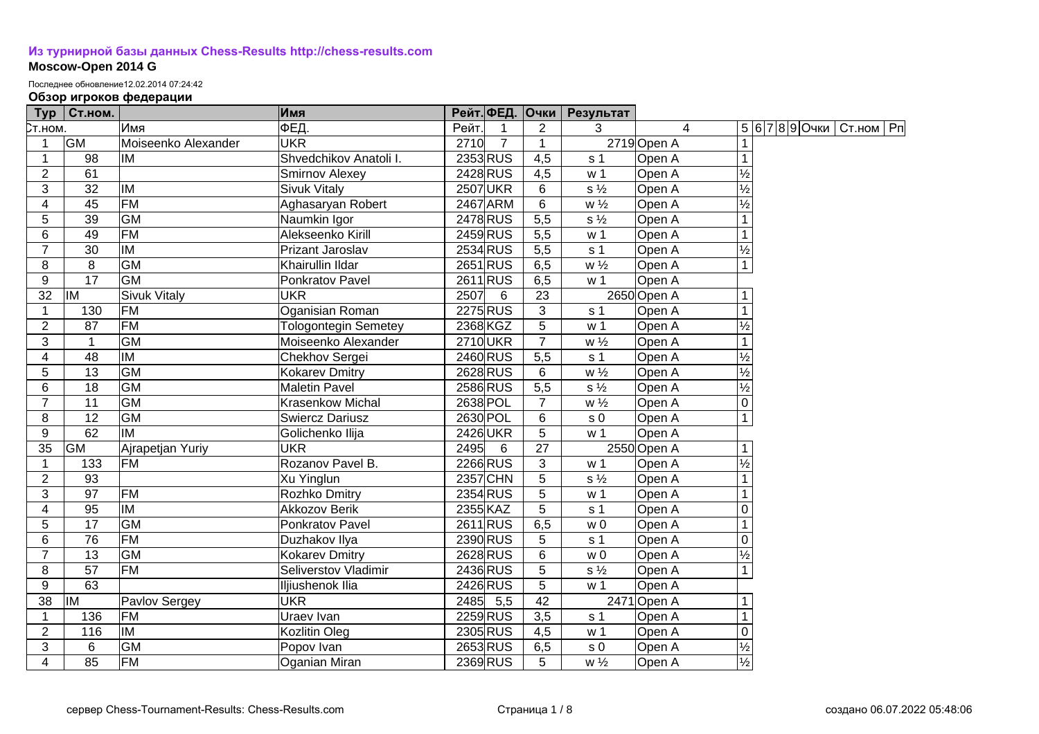**Из турнирной базы данных Chess-Results http://chess-results.com**

**Moscow-Open 2014 G**

Последнее обновление12.02.2014 07:24:42

**Обзор игроков федерации**

| Тур | Ст.ном. | | Имя | Рейт. | ФЕД. | Очки | Результат | | | | | | | | | |
|---|---|---|---|---|---|---|---|---|---|---|---|---|---|---|---|---|
| Ст.ном. | | Имя | ФЕД. | Рейт. | 1 | 2 | 3 | 4 | 5 | 6 | 7 | 8 | 9 | Очки | Ст.ном | Рп |
| 1 | GM | Moiseenko Alexander | UKR | 2710 | 7 | 1 | | 2719 | Open A | 1 | | | | | | |
| 1 | 98 | IM | Shvedchikov Anatoli I. | 2353 | RUS | 4,5 | s 1 | Open A | 1 | | | | | | | |
| 2 | 61 | | Smirnov Alexey | 2428 | RUS | 4,5 | w 1 | Open A | ½ | | | | | | | |
| 3 | 32 | IM | Sivuk Vitaly | 2507 | UKR | 6 | s ½ | Open A | ½ | | | | | | | |
| 4 | 45 | FM | Aghasaryan Robert | 2467 | ARM | 6 | w ½ | Open A | ½ | | | | | | | |
| 5 | 39 | GM | Naumkin Igor | 2478 | RUS | 5,5 | s ½ | Open A | 1 | | | | | | | |
| 6 | 49 | FM | Alekseenko Kirill | 2459 | RUS | 5,5 | w 1 | Open A | 1 | | | | | | | |
| 7 | 30 | IM | Prizant Jaroslav | 2534 | RUS | 5,5 | s 1 | Open A | ½ | | | | | | | |
| 8 | 8 | GM | Khairullin Ildar | 2651 | RUS | 6,5 | w ½ | Open A | 1 | | | | | | | |
| 9 | 17 | GM | Ponkratov Pavel | 2611 | RUS | 6,5 | w 1 | Open A | | | | | | | | |
| 32 | IM | Sivuk Vitaly | UKR | 2507 | 6 | 23 | | 2650 | Open A | 1 | | | | | | |
| 1 | 130 | FM | Oganisian Roman | 2275 | RUS | 3 | s 1 | Open A | 1 | | | | | | | |
| 2 | 87 | FM | Tologontegin Semetey | 2368 | KGZ | 5 | w 1 | Open A | ½ | | | | | | | |
| 3 | 1 | GM | Moiseenko Alexander | 2710 | UKR | 7 | w ½ | Open A | 1 | | | | | | | |
| 4 | 48 | IM | Chekhov Sergei | 2460 | RUS | 5,5 | s 1 | Open A | ½ | | | | | | | |
| 5 | 13 | GM | Kokarev Dmitry | 2628 | RUS | 6 | w ½ | Open A | ½ | | | | | | | |
| 6 | 18 | GM | Maletin Pavel | 2586 | RUS | 5,5 | s ½ | Open A | ½ | | | | | | | |
| 7 | 11 | GM | Krasenkow Michal | 2638 | POL | 7 | w ½ | Open A | 0 | | | | | | | |
| 8 | 12 | GM | Swiercz Dariusz | 2630 | POL | 6 | s 0 | Open A | 1 | | | | | | | |
| 9 | 62 | IM | Golichenko Ilija | 2426 | UKR | 5 | w 1 | Open A | | | | | | | | |
| 35 | GM | Ajrapetjan Yuriy | UKR | 2495 | 6 | 27 | | 2550 | Open A | 1 | | | | | | |
| 1 | 133 | FM | Rozanov Pavel B. | 2266 | RUS | 3 | w 1 | Open A | ½ | | | | | | | |
| 2 | 93 | | Xu Yinglun | 2357 | CHN | 5 | s ½ | Open A | 1 | | | | | | | |
| 3 | 97 | FM | Rozhko Dmitry | 2354 | RUS | 5 | w 1 | Open A | 1 | | | | | | | |
| 4 | 95 | IM | Akkozov Berik | 2355 | KAZ | 5 | s 1 | Open A | 0 | | | | | | | |
| 5 | 17 | GM | Ponkratov Pavel | 2611 | RUS | 6,5 | w 0 | Open A | 1 | | | | | | | |
| 6 | 76 | FM | Duzhakov Ilya | 2390 | RUS | 5 | s 1 | Open A | 0 | | | | | | | |
| 7 | 13 | GM | Kokarev Dmitry | 2628 | RUS | 6 | w 0 | Open A | ½ | | | | | | | |
| 8 | 57 | FM | Seliverstov Vladimir | 2436 | RUS | 5 | s ½ | Open A | 1 | | | | | | | |
| 9 | 63 | | Iljiushenok Ilia | 2426 | RUS | 5 | w 1 | Open A | | | | | | | | |
| 38 | IM | Pavlov Sergey | UKR | 2485 | 5,5 | 42 | | 2471 | Open A | 1 | | | | | | |
| 1 | 136 | FM | Uraev Ivan | 2259 | RUS | 3,5 | s 1 | Open A | 1 | | | | | | | |
| 2 | 116 | IM | Kozlitin Oleg | 2305 | RUS | 4,5 | w 1 | Open A | 0 | | | | | | | |
| 3 | 6 | GM | Popov Ivan | 2653 | RUS | 6,5 | s 0 | Open A | ½ | | | | | | | |
| 4 | 85 | FM | Oganian Miran | 2369 | RUS | 5 | w ½ | Open A | ½ | | | | | | | |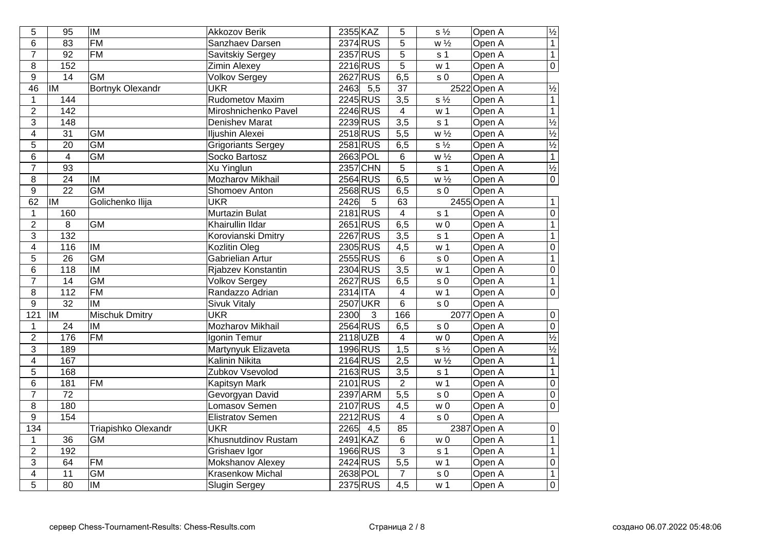| | | | | | | | | | |
|---|---|---|---|---|---|---|---|---|---|
| 5 | 95 | IM | Akkozov Berik | 2355 | KAZ | 5 | s ½ | Open A | ½ |
| 6 | 83 | FM | Sanzhaev Darsen | 2374 | RUS | 5 | w ½ | Open A | 1 |
| 7 | 92 | FM | Savitskiy Sergey | 2357 | RUS | 5 | s 1 | Open A | 1 |
| 8 | 152 | | Zimin Alexey | 2216 | RUS | 5 | w 1 | Open A | 0 |
| 9 | 14 | GM | Volkov Sergey | 2627 | RUS | 6,5 | s 0 | Open A | |
| 46 | IM | Bortnyk Olexandr | UKR | 2463 | 5,5 | 37 | 2522 | Open A | ½ |
| 1 | 144 | | Rudometov Maxim | 2245 | RUS | 3,5 | s ½ | Open A | 1 |
| 2 | 142 | | Miroshnichenko Pavel | 2246 | RUS | 4 | w 1 | Open A | 1 |
| 3 | 148 | | Denishev Marat | 2239 | RUS | 3,5 | s 1 | Open A | ½ |
| 4 | 31 | GM | Iljushin Alexei | 2518 | RUS | 5,5 | w ½ | Open A | ½ |
| 5 | 20 | GM | Grigoriants Sergey | 2581 | RUS | 6,5 | s ½ | Open A | ½ |
| 6 | 4 | GM | Socko Bartosz | 2663 | POL | 6 | w ½ | Open A | 1 |
| 7 | 93 | | Xu Yinglun | 2357 | CHN | 5 | s 1 | Open A | ½ |
| 8 | 24 | IM | Mozharov Mikhail | 2564 | RUS | 6,5 | w ½ | Open A | 0 |
| 9 | 22 | GM | Shomoev Anton | 2568 | RUS | 6,5 | s 0 | Open A | |
| 62 | IM | Golichenko Ilija | UKR | 2426 | 5 | 63 | 2455 | Open A | 1 |
| 1 | 160 | | Murtazin Bulat | 2181 | RUS | 4 | s 1 | Open A | 0 |
| 2 | 8 | GM | Khairullin Ildar | 2651 | RUS | 6,5 | w 0 | Open A | 1 |
| 3 | 132 | | Korovianski Dmitry | 2267 | RUS | 3,5 | s 1 | Open A | 1 |
| 4 | 116 | IM | Kozlitin Oleg | 2305 | RUS | 4,5 | w 1 | Open A | 0 |
| 5 | 26 | GM | Gabrielian Artur | 2555 | RUS | 6 | s 0 | Open A | 1 |
| 6 | 118 | IM | Rjabzev Konstantin | 2304 | RUS | 3,5 | w 1 | Open A | 0 |
| 7 | 14 | GM | Volkov Sergey | 2627 | RUS | 6,5 | s 0 | Open A | 1 |
| 8 | 112 | FM | Randazzo Adrian | 2314 | ITA | 4 | w 1 | Open A | 0 |
| 9 | 32 | IM | Sivuk Vitaly | 2507 | UKR | 6 | s 0 | Open A | |
| 121 | IM | Mischuk Dmitry | UKR | 2300 | 3 | 166 | 2077 | Open A | 0 |
| 1 | 24 | IM | Mozharov Mikhail | 2564 | RUS | 6,5 | s 0 | Open A | 0 |
| 2 | 176 | FM | Igonin Temur | 2118 | UZB | 4 | w 0 | Open A | ½ |
| 3 | 189 | | Martynyuk Elizaveta | 1996 | RUS | 1,5 | s ½ | Open A | ½ |
| 4 | 167 | | Kalinin Nikita | 2164 | RUS | 2,5 | w ½ | Open A | 1 |
| 5 | 168 | | Zubkov Vsevolod | 2163 | RUS | 3,5 | s 1 | Open A | 1 |
| 6 | 181 | FM | Kapitsyn Mark | 2101 | RUS | 2 | w 1 | Open A | 0 |
| 7 | 72 | | Gevorgyan David | 2397 | ARM | 5,5 | s 0 | Open A | 0 |
| 8 | 180 | | Lomasov Semen | 2107 | RUS | 4,5 | w 0 | Open A | 0 |
| 9 | 154 | | Elistratov Semen | 2212 | RUS | 4 | s 0 | Open A | |
| 134 | | Triapishko Olexandr | UKR | 2265 | 4,5 | 85 | 2387 | Open A | 0 |
| 1 | 36 | GM | Khusnutdinov Rustam | 2491 | KAZ | 6 | w 0 | Open A | 1 |
| 2 | 192 | | Grishaev Igor | 1966 | RUS | 3 | s 1 | Open A | 1 |
| 3 | 64 | FM | Mokshanov Alexey | 2424 | RUS | 5,5 | w 1 | Open A | 0 |
| 4 | 11 | GM | Krasenkow Michal | 2638 | POL | 7 | s 0 | Open A | 1 |
| 5 | 80 | IM | Slugin Sergey | 2375 | RUS | 4,5 | w 1 | Open A | 0 |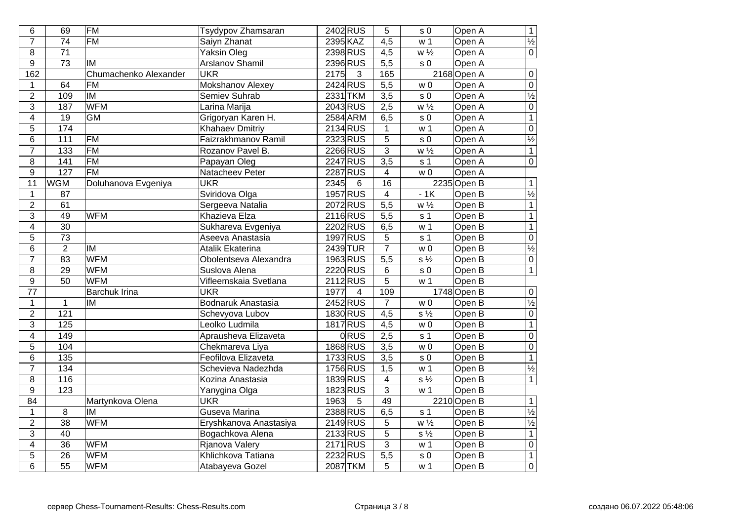| | | | | | | | | | |
|---|---|---|---|---|---|---|---|---|---|
| 6 | 69 | FM | Tsydypov Zhamsaran | 2402 | RUS | 5 | s 0 | Open A | 1 |
| 7 | 74 | FM | Saiyn Zhanat | 2395 | KAZ | 4,5 | w 1 | Open A | ½ |
| 8 | 71 | | Yaksin Oleg | 2398 | RUS | 4,5 | w ½ | Open A | 0 |
| 9 | 73 | IM | Arslanov Shamil | 2396 | RUS | 5,5 | s 0 | Open A | |
| 162 | | Chumachenko Alexander | UKR | 2175 | 3 | 165 | 2168 | Open A | 0 |
| 1 | 64 | FM | Mokshanov Alexey | 2424 | RUS | 5,5 | w 0 | Open A | 0 |
| 2 | 109 | IM | Semiev Suhrab | 2331 | TKM | 3,5 | s 0 | Open A | ½ |
| 3 | 187 | WFM | Larina Marija | 2043 | RUS | 2,5 | w ½ | Open A | 0 |
| 4 | 19 | GM | Grigoryan Karen H. | 2584 | ARM | 6,5 | s 0 | Open A | 1 |
| 5 | 174 | | Khahaev Dmitriy | 2134 | RUS | 1 | w 1 | Open A | 0 |
| 6 | 111 | FM | Faizrakhmanov Ramil | 2323 | RUS | 5 | s 0 | Open A | ½ |
| 7 | 133 | FM | Rozanov Pavel B. | 2266 | RUS | 3 | w ½ | Open A | 1 |
| 8 | 141 | FM | Papayan Oleg | 2247 | RUS | 3,5 | s 1 | Open A | 0 |
| 9 | 127 | FM | Natacheev Peter | 2287 | RUS | 4 | w 0 | Open A | |
| 11 | WGM | Doluhanova Evgeniya | UKR | 2345 | 6 | 16 | 2235 | Open B | 1 |
| 1 | 87 | | Sviridova Olga | 1957 | RUS | 4 | - 1K | Open B | ½ |
| 2 | 61 | | Sergeeva Natalia | 2072 | RUS | 5,5 | w ½ | Open B | 1 |
| 3 | 49 | WFM | Khazieva Elza | 2116 | RUS | 5,5 | s 1 | Open B | 1 |
| 4 | 30 | | Sukhareva Evgeniya | 2202 | RUS | 6,5 | w 1 | Open B | 1 |
| 5 | 73 | | Aseeva Anastasia | 1997 | RUS | 5 | s 1 | Open B | 0 |
| 6 | 2 | IM | Atalik Ekaterina | 2439 | TUR | 7 | w 0 | Open B | ½ |
| 7 | 83 | WFM | Obolentseva Alexandra | 1963 | RUS | 5,5 | s ½ | Open B | 0 |
| 8 | 29 | WFM | Suslova Alena | 2220 | RUS | 6 | s 0 | Open B | 1 |
| 9 | 50 | WFM | Vifleemskaia Svetlana | 2112 | RUS | 5 | w 1 | Open B | |
| 77 | | Barchuk Irina | UKR | 1977 | 4 | 109 | 1748 | Open B | 0 |
| 1 | 1 | IM | Bodnaruk Anastasia | 2452 | RUS | 7 | w 0 | Open B | ½ |
| 2 | 121 | | Schevyova Lubov | 1830 | RUS | 4,5 | s ½ | Open B | 0 |
| 3 | 125 | | Leolko Ludmila | 1817 | RUS | 4,5 | w 0 | Open B | 1 |
| 4 | 149 | | Aprausheva Elizaveta | 0 | RUS | 2,5 | s 1 | Open B | 0 |
| 5 | 104 | | Chekmareva Liya | 1868 | RUS | 3,5 | w 0 | Open B | 0 |
| 6 | 135 | | Feofilova Elizaveta | 1733 | RUS | 3,5 | s 0 | Open B | 1 |
| 7 | 134 | | Schevieva Nadezhda | 1756 | RUS | 1,5 | w 1 | Open B | ½ |
| 8 | 116 | | Kozina Anastasia | 1839 | RUS | 4 | s ½ | Open B | 1 |
| 9 | 123 | | Yanygina Olga | 1823 | RUS | 3 | w 1 | Open B | |
| 84 | | Martynkova Olena | UKR | 1963 | 5 | 49 | 2210 | Open B | 1 |
| 1 | 8 | IM | Guseva Marina | 2388 | RUS | 6,5 | s 1 | Open B | ½ |
| 2 | 38 | WFM | Eryshkanova Anastasiya | 2149 | RUS | 5 | w ½ | Open B | ½ |
| 3 | 40 | | Bogachkova Alena | 2133 | RUS | 5 | s ½ | Open B | 1 |
| 4 | 36 | WFM | Rjanova Valery | 2171 | RUS | 3 | w 1 | Open B | 0 |
| 5 | 26 | WFM | Khlichkova Tatiana | 2232 | RUS | 5,5 | s 0 | Open B | 1 |
| 6 | 55 | WFM | Atabayeva Gozel | 2087 | TKM | 5 | w 1 | Open B | 0 |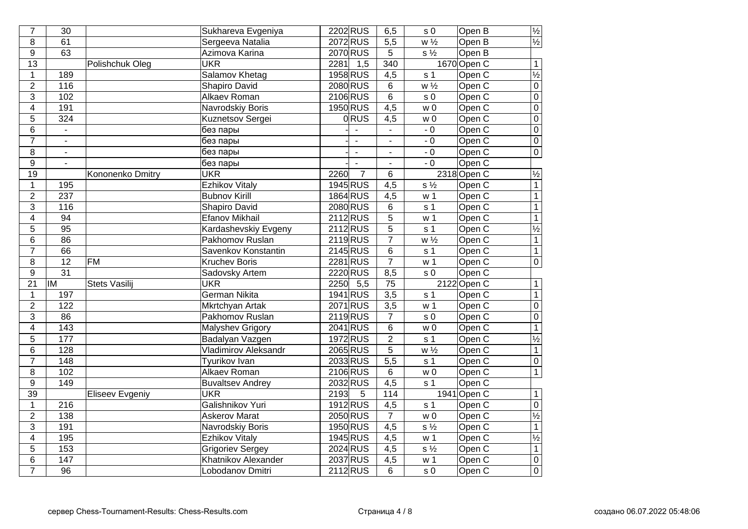| | | | | | | | | | |
|---|---|---|---|---|---|---|---|---|---|
| 7 | 30 | | Sukhareva Evgeniya | 2202 | RUS | 6,5 | s 0 | Open B | ½ |
| 8 | 61 | | Sergeeva Natalia | 2072 | RUS | 5,5 | w ½ | Open B | ½ |
| 9 | 63 | | Azimova Karina | 2070 | RUS | 5 | s ½ | Open B | |
| 13 | | Polishchuk Oleg | UKR | 2281 | 1,5 | 340 | 1670 | Open C | 1 |
| 1 | 189 | | Salamov Khetag | 1958 | RUS | 4,5 | s 1 | Open C | ½ |
| 2 | 116 | | Shapiro David | 2080 | RUS | 6 | w ½ | Open C | 0 |
| 3 | 102 | | Alkaev Roman | 2106 | RUS | 6 | s 0 | Open C | 0 |
| 4 | 191 | | Navrodskiy Boris | 1950 | RUS | 4,5 | w 0 | Open C | 0 |
| 5 | 324 | | Kuznetsov Sergei | 0 | RUS | 4,5 | w 0 | Open C | 0 |
| 6 | - | | без пары | - | - | - | - 0 | Open C | 0 |
| 7 | - | | без пары | - | - | - | - 0 | Open C | 0 |
| 8 | - | | без пары | - | - | - | - 0 | Open C | 0 |
| 9 | - | | без пары | - | - | - | - 0 | Open C | |
| 19 | | Kononenko Dmitry | UKR | 2260 | 7 | 6 | 2318 | Open C | ½ |
| 1 | 195 | | Ezhikov Vitaly | 1945 | RUS | 4,5 | s ½ | Open C | 1 |
| 2 | 237 | | Bubnov Kirill | 1864 | RUS | 4,5 | w 1 | Open C | 1 |
| 3 | 116 | | Shapiro David | 2080 | RUS | 6 | s 1 | Open C | 1 |
| 4 | 94 | | Efanov Mikhail | 2112 | RUS | 5 | w 1 | Open C | 1 |
| 5 | 95 | | Kardashevskiy Evgeny | 2112 | RUS | 5 | s 1 | Open C | ½ |
| 6 | 86 | | Pakhomov Ruslan | 2119 | RUS | 7 | w ½ | Open C | 1 |
| 7 | 66 | | Savenkov Konstantin | 2145 | RUS | 6 | s 1 | Open C | 1 |
| 8 | 12 | FM | Kruchev Boris | 2281 | RUS | 7 | w 1 | Open C | 0 |
| 9 | 31 | | Sadovsky Artem | 2220 | RUS | 8,5 | s 0 | Open C | |
| 21 | IM | Stets Vasilij | UKR | 2250 | 5,5 | 75 | 2122 | Open C | 1 |
| 1 | 197 | | German Nikita | 1941 | RUS | 3,5 | s 1 | Open C | 1 |
| 2 | 122 | | Mkrtchyan Artak | 2071 | RUS | 3,5 | w 1 | Open C | 0 |
| 3 | 86 | | Pakhomov Ruslan | 2119 | RUS | 7 | s 0 | Open C | 0 |
| 4 | 143 | | Malyshev Grigory | 2041 | RUS | 6 | w 0 | Open C | 1 |
| 5 | 177 | | Badalyan Vazgen | 1972 | RUS | 2 | s 1 | Open C | ½ |
| 6 | 128 | | Vladimirov Aleksandr | 2065 | RUS | 5 | w ½ | Open C | 1 |
| 7 | 148 | | Tyurikov Ivan | 2033 | RUS | 5,5 | s 1 | Open C | 0 |
| 8 | 102 | | Alkaev Roman | 2106 | RUS | 6 | w 0 | Open C | 1 |
| 9 | 149 | | Buvaltsev Andrey | 2032 | RUS | 4,5 | s 1 | Open C | |
| 39 | | Eliseev Evgeniy | UKR | 2193 | 5 | 114 | 1941 | Open C | 1 |
| 1 | 216 | | Galishnikov Yuri | 1912 | RUS | 4,5 | s 1 | Open C | 0 |
| 2 | 138 | | Askerov Marat | 2050 | RUS | 7 | w 0 | Open C | ½ |
| 3 | 191 | | Navrodskiy Boris | 1950 | RUS | 4,5 | s ½ | Open C | 1 |
| 4 | 195 | | Ezhikov Vitaly | 1945 | RUS | 4,5 | w 1 | Open C | ½ |
| 5 | 153 | | Grigoriev Sergey | 2024 | RUS | 4,5 | s ½ | Open C | 1 |
| 6 | 147 | | Khatnikov Alexander | 2037 | RUS | 4,5 | w 1 | Open C | 0 |
| 7 | 96 | | Lobodanov Dmitri | 2112 | RUS | 6 | s 0 | Open C | 0 |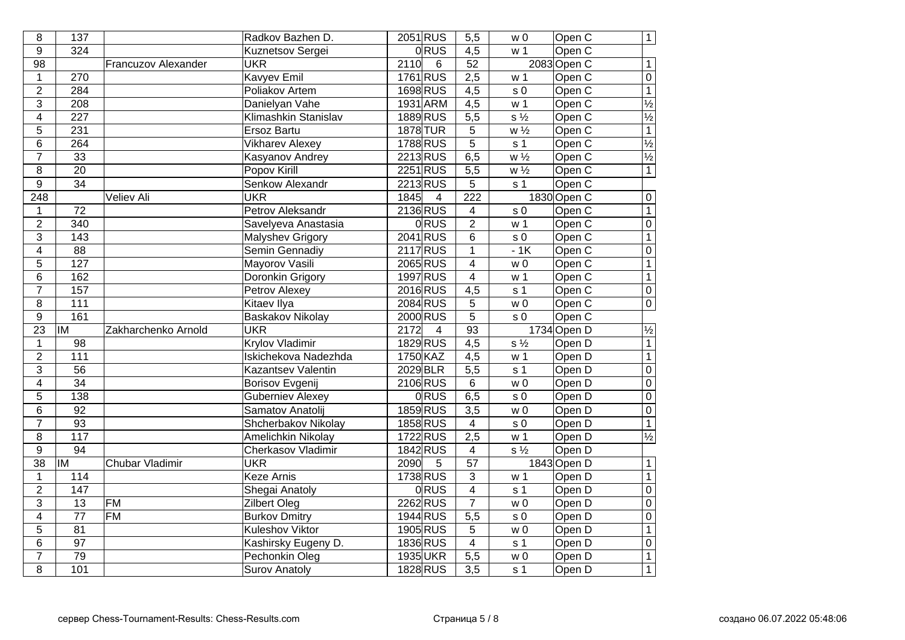| | | | | | | | | | |
|---|---|---|---|---|---|---|---|---|---|
| 8 | 137 | | Radkov Bazhen D. | 2051 | RUS | 5,5 | w 0 | Open C | 1 |
| 9 | 324 | | Kuznetsov Sergei | 0 | RUS | 4,5 | w 1 | Open C | |
| 98 | | Francuzov Alexander | UKR | 2110 | 6 | 52 | 2083 | Open C | 1 |
| 1 | 270 | | Kavyev Emil | 1761 | RUS | 2,5 | w 1 | Open C | 0 |
| 2 | 284 | | Poliakov Artem | 1698 | RUS | 4,5 | s 0 | Open C | 1 |
| 3 | 208 | | Danielyan Vahe | 1931 | ARM | 4,5 | w 1 | Open C | ½ |
| 4 | 227 | | Klimashkin Stanislav | 1889 | RUS | 5,5 | s ½ | Open C | ½ |
| 5 | 231 | | Ersoz Bartu | 1878 | TUR | 5 | w ½ | Open C | 1 |
| 6 | 264 | | Vikharev Alexey | 1788 | RUS | 5 | s 1 | Open C | ½ |
| 7 | 33 | | Kasyanov Andrey | 2213 | RUS | 6,5 | w ½ | Open C | ½ |
| 8 | 20 | | Popov Kirill | 2251 | RUS | 5,5 | w ½ | Open C | 1 |
| 9 | 34 | | Senkow Alexandr | 2213 | RUS | 5 | s 1 | Open C | |
| 248 | | Veliev Ali | UKR | 1845 | 4 | 222 | 1830 | Open C | 0 |
| 1 | 72 | | Petrov Aleksandr | 2136 | RUS | 4 | s 0 | Open C | 1 |
| 2 | 340 | | Savelyeva Anastasia | 0 | RUS | 2 | w 1 | Open C | 0 |
| 3 | 143 | | Malyshev Grigory | 2041 | RUS | 6 | s 0 | Open C | 1 |
| 4 | 88 | | Semin Gennadiy | 2117 | RUS | 1 | - 1K | Open C | 0 |
| 5 | 127 | | Mayorov Vasili | 2065 | RUS | 4 | w 0 | Open C | 1 |
| 6 | 162 | | Doronkin Grigory | 1997 | RUS | 4 | w 1 | Open C | 1 |
| 7 | 157 | | Petrov Alexey | 2016 | RUS | 4,5 | s 1 | Open C | 0 |
| 8 | 111 | | Kitaev Ilya | 2084 | RUS | 5 | w 0 | Open C | 0 |
| 9 | 161 | | Baskakov Nikolay | 2000 | RUS | 5 | s 0 | Open C | |
| 23 | IM | Zakharchenko Arnold | UKR | 2172 | 4 | 93 | 1734 | Open D | ½ |
| 1 | 98 | | Krylov Vladimir | 1829 | RUS | 4,5 | s ½ | Open D | 1 |
| 2 | 111 | | Iskichekova Nadezhda | 1750 | KAZ | 4,5 | w 1 | Open D | 1 |
| 3 | 56 | | Kazantsev Valentin | 2029 | BLR | 5,5 | s 1 | Open D | 0 |
| 4 | 34 | | Borisov Evgenij | 2106 | RUS | 6 | w 0 | Open D | 0 |
| 5 | 138 | | Guberniev Alexey | 0 | RUS | 6,5 | s 0 | Open D | 0 |
| 6 | 92 | | Samatov Anatolij | 1859 | RUS | 3,5 | w 0 | Open D | 0 |
| 7 | 93 | | Shcherbakov Nikolay | 1858 | RUS | 4 | s 0 | Open D | 1 |
| 8 | 117 | | Amelichkin Nikolay | 1722 | RUS | 2,5 | w 1 | Open D | ½ |
| 9 | 94 | | Cherkasov Vladimir | 1842 | RUS | 4 | s ½ | Open D | |
| 38 | IM | Chubar Vladimir | UKR | 2090 | 5 | 57 | 1843 | Open D | 1 |
| 1 | 114 | | Keze Arnis | 1738 | RUS | 3 | w 1 | Open D | 1 |
| 2 | 147 | | Shegai Anatoly | 0 | RUS | 4 | s 1 | Open D | 0 |
| 3 | 13 | FM | Zilbert Oleg | 2262 | RUS | 7 | w 0 | Open D | 0 |
| 4 | 77 | FM | Burkov Dmitry | 1944 | RUS | 5,5 | s 0 | Open D | 0 |
| 5 | 81 | | Kuleshov Viktor | 1905 | RUS | 5 | w 0 | Open D | 1 |
| 6 | 97 | | Kashirsky Eugeny D. | 1836 | RUS | 4 | s 1 | Open D | 0 |
| 7 | 79 | | Pechonkin Oleg | 1935 | UKR | 5,5 | w 0 | Open D | 1 |
| 8 | 101 | | Surov Anatoly | 1828 | RUS | 3,5 | s 1 | Open D | 1 |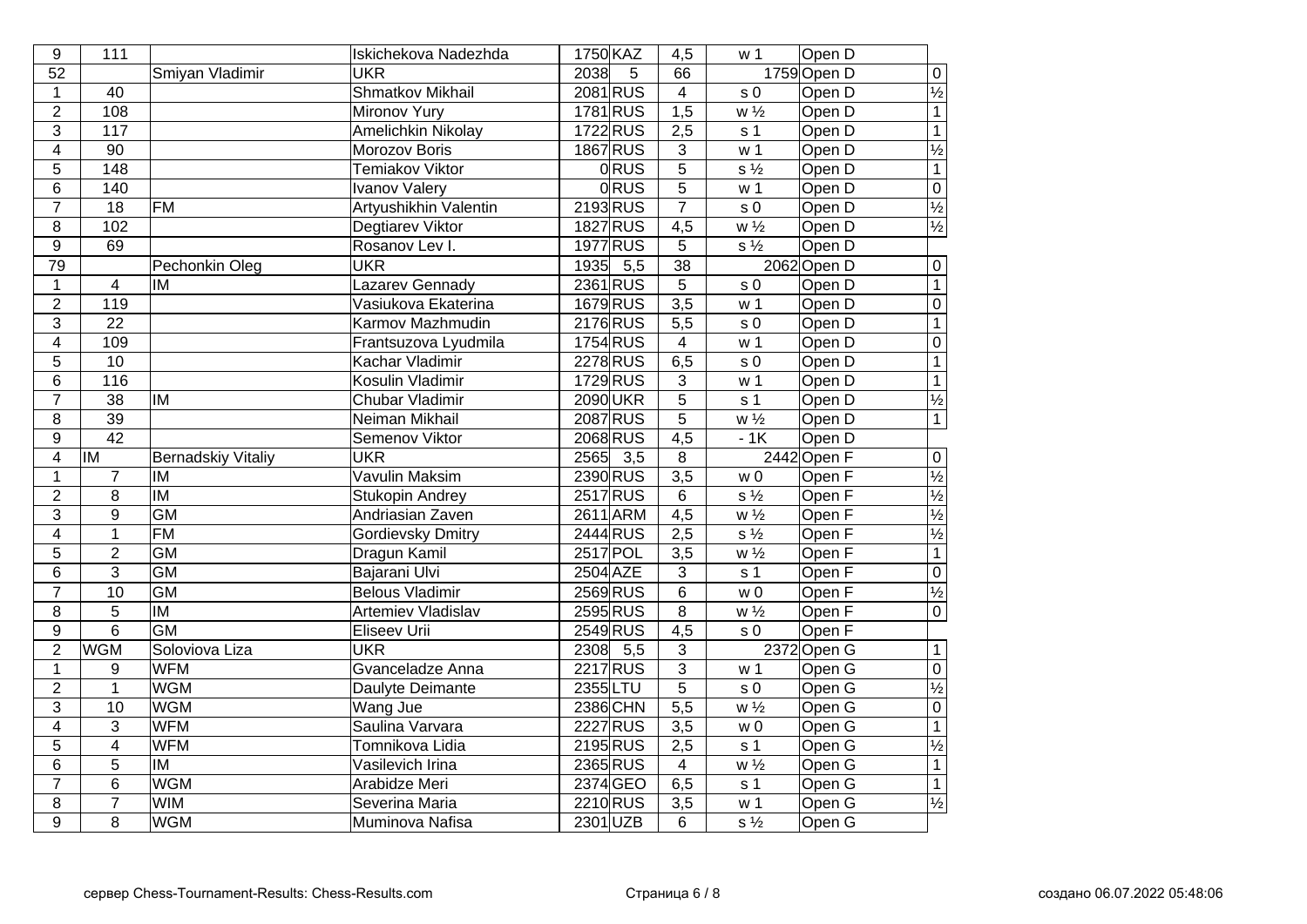| | | | | | | | | | |
|---|---|---|---|---|---|---|---|---|---|
| 9 | 111 | | Iskichekova Nadezhda | 1750 | KAZ | 4,5 | w 1 | Open D | |
| 52 | | Smiyan Vladimir | UKR | 2038 | 5 | 66 | 1759 | Open D | 0 |
| 1 | 40 | | Shmatkov Mikhail | 2081 | RUS | 4 | s 0 | Open D | ½ |
| 2 | 108 | | Mironov Yury | 1781 | RUS | 1,5 | w ½ | Open D | 1 |
| 3 | 117 | | Amelichkin Nikolay | 1722 | RUS | 2,5 | s 1 | Open D | 1 |
| 4 | 90 | | Morozov Boris | 1867 | RUS | 3 | w 1 | Open D | ½ |
| 5 | 148 | | Temiakov Viktor | 0 | RUS | 5 | s ½ | Open D | 1 |
| 6 | 140 | | Ivanov Valery | 0 | RUS | 5 | w 1 | Open D | 0 |
| 7 | 18 | FM | Artyushikhin Valentin | 2193 | RUS | 7 | s 0 | Open D | ½ |
| 8 | 102 | | Degtiarev Viktor | 1827 | RUS | 4,5 | w ½ | Open D | ½ |
| 9 | 69 | | Rosanov Lev I. | 1977 | RUS | 5 | s ½ | Open D | |
| 79 | | Pechonkin Oleg | UKR | 1935 | 5,5 | 38 | 2062 | Open D | 0 |
| 1 | 4 | IM | Lazarev Gennady | 2361 | RUS | 5 | s 0 | Open D | 1 |
| 2 | 119 | | Vasiukova Ekaterina | 1679 | RUS | 3,5 | w 1 | Open D | 0 |
| 3 | 22 | | Karmov Mazhmudin | 2176 | RUS | 5,5 | s 0 | Open D | 1 |
| 4 | 109 | | Frantsuzova Lyudmila | 1754 | RUS | 4 | w 1 | Open D | 0 |
| 5 | 10 | | Kachar Vladimir | 2278 | RUS | 6,5 | s 0 | Open D | 1 |
| 6 | 116 | | Kosulin Vladimir | 1729 | RUS | 3 | w 1 | Open D | 1 |
| 7 | 38 | IM | Chubar Vladimir | 2090 | UKR | 5 | s 1 | Open D | ½ |
| 8 | 39 | | Neiman Mikhail | 2087 | RUS | 5 | w ½ | Open D | 1 |
| 9 | 42 | | Semenov Viktor | 2068 | RUS | 4,5 | - 1K | Open D | |
| 4 | IM | Bernadskiy Vitaliy | UKR | 2565 | 3,5 | 8 | 2442 | Open F | 0 |
| 1 | 7 | IM | Vavulin Maksim | 2390 | RUS | 3,5 | w 0 | Open F | ½ |
| 2 | 8 | IM | Stukopin Andrey | 2517 | RUS | 6 | s ½ | Open F | ½ |
| 3 | 9 | GM | Andriasian Zaven | 2611 | ARM | 4,5 | w ½ | Open F | ½ |
| 4 | 1 | FM | Gordievsky Dmitry | 2444 | RUS | 2,5 | s ½ | Open F | ½ |
| 5 | 2 | GM | Dragun Kamil | 2517 | POL | 3,5 | w ½ | Open F | 1 |
| 6 | 3 | GM | Bajarani Ulvi | 2504 | AZE | 3 | s 1 | Open F | 0 |
| 7 | 10 | GM | Belous Vladimir | 2569 | RUS | 6 | w 0 | Open F | ½ |
| 8 | 5 | IM | Artemiev Vladislav | 2595 | RUS | 8 | w ½ | Open F | 0 |
| 9 | 6 | GM | Eliseev Urii | 2549 | RUS | 4,5 | s 0 | Open F | |
| 2 | WGM | Soloviova Liza | UKR | 2308 | 5,5 | 3 | 2372 | Open G | 1 |
| 1 | 9 | WFM | Gvanceladze Anna | 2217 | RUS | 3 | w 1 | Open G | 0 |
| 2 | 1 | WGM | Daulyte Deimante | 2355 | LTU | 5 | s 0 | Open G | ½ |
| 3 | 10 | WGM | Wang Jue | 2386 | CHN | 5,5 | w ½ | Open G | 0 |
| 4 | 3 | WFM | Saulina Varvara | 2227 | RUS | 3,5 | w 0 | Open G | 1 |
| 5 | 4 | WFM | Tomnikova Lidia | 2195 | RUS | 2,5 | s 1 | Open G | ½ |
| 6 | 5 | IM | Vasilevich Irina | 2365 | RUS | 4 | w ½ | Open G | 1 |
| 7 | 6 | WGM | Arabidze Meri | 2374 | GEO | 6,5 | s 1 | Open G | 1 |
| 8 | 7 | WIM | Severina Maria | 2210 | RUS | 3,5 | w 1 | Open G | ½ |
| 9 | 8 | WGM | Muminova Nafisa | 2301 | UZB | 6 | s ½ | Open G | |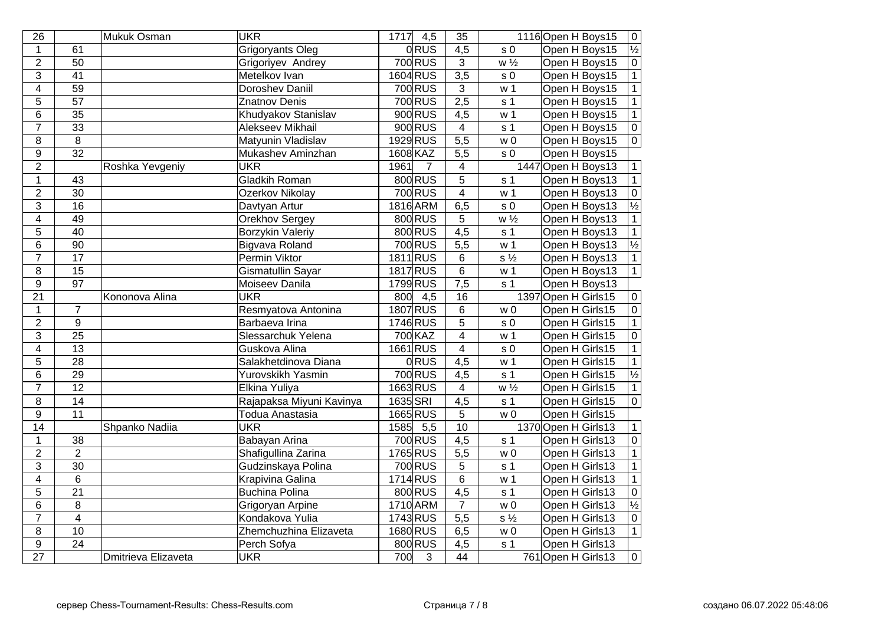| | | | | | | | | | | |
|---|---|---|---|---|---|---|---|---|---|---|
| 26 | | Mukuk Osman | UKR | 1717 | 4,5 | 35 | | 1116 | Open H Boys15 | 0 |
| 1 | 61 | | Grigoryants Oleg | 0 | RUS | 4,5 | s 0 | | Open H Boys15 | ½ |
| 2 | 50 | | Grigoriyev Andrey | 700 | RUS | 3 | w ½ | | Open H Boys15 | 0 |
| 3 | 41 | | Metelkov Ivan | 1604 | RUS | 3,5 | s 0 | | Open H Boys15 | 1 |
| 4 | 59 | | Doroshev Daniil | 700 | RUS | 3 | w 1 | | Open H Boys15 | 1 |
| 5 | 57 | | Znatnov Denis | 700 | RUS | 2,5 | s 1 | | Open H Boys15 | 1 |
| 6 | 35 | | Khudyakov Stanislav | 900 | RUS | 4,5 | w 1 | | Open H Boys15 | 1 |
| 7 | 33 | | Alekseev Mikhail | 900 | RUS | 4 | s 1 | | Open H Boys15 | 0 |
| 8 | 8 | | Matyunin Vladislav | 1929 | RUS | 5,5 | w 0 | | Open H Boys15 | 0 |
| 9 | 32 | | Mukashev Aminzhan | 1608 | KAZ | 5,5 | s 0 | | Open H Boys15 | |
| 2 | | Roshka Yevgeniy | UKR | 1961 | 7 | 4 | | 1447 | Open H Boys13 | 1 |
| 1 | 43 | | Gladkih Roman | 800 | RUS | 5 | s 1 | | Open H Boys13 | 1 |
| 2 | 30 | | Ozerkov Nikolay | 700 | RUS | 4 | w 1 | | Open H Boys13 | 0 |
| 3 | 16 | | Davtyan Artur | 1816 | ARM | 6,5 | s 0 | | Open H Boys13 | ½ |
| 4 | 49 | | Orekhov Sergey | 800 | RUS | 5 | w ½ | | Open H Boys13 | 1 |
| 5 | 40 | | Borzykin Valeriy | 800 | RUS | 4,5 | s 1 | | Open H Boys13 | 1 |
| 6 | 90 | | Bigvava Roland | 700 | RUS | 5,5 | w 1 | | Open H Boys13 | ½ |
| 7 | 17 | | Permin Viktor | 1811 | RUS | 6 | s ½ | | Open H Boys13 | 1 |
| 8 | 15 | | Gismatullin Sayar | 1817 | RUS | 6 | w 1 | | Open H Boys13 | 1 |
| 9 | 97 | | Moiseev Danila | 1799 | RUS | 7,5 | s 1 | | Open H Boys13 | |
| 21 | | Kononova Alina | UKR | 800 | 4,5 | 16 | | 1397 | Open H Girls15 | 0 |
| 1 | 7 | | Resmyatova Antonina | 1807 | RUS | 6 | w 0 | | Open H Girls15 | 0 |
| 2 | 9 | | Barbaeva Irina | 1746 | RUS | 5 | s 0 | | Open H Girls15 | 1 |
| 3 | 25 | | Slessarchuk Yelena | 700 | KAZ | 4 | w 1 | | Open H Girls15 | 0 |
| 4 | 13 | | Guskova Alina | 1661 | RUS | 4 | s 0 | | Open H Girls15 | 1 |
| 5 | 28 | | Salakhetdinova Diana | 0 | RUS | 4,5 | w 1 | | Open H Girls15 | 1 |
| 6 | 29 | | Yurovskikh Yasmin | 700 | RUS | 4,5 | s 1 | | Open H Girls15 | ½ |
| 7 | 12 | | Elkina Yuliya | 1663 | RUS | 4 | w ½ | | Open H Girls15 | 1 |
| 8 | 14 | | Rajapaksa Miyuni Kavinya | 1635 | SRI | 4,5 | s 1 | | Open H Girls15 | 0 |
| 9 | 11 | | Todua Anastasia | 1665 | RUS | 5 | w 0 | | Open H Girls15 | |
| 14 | | Shpanko Nadiia | UKR | 1585 | 5,5 | 10 | | 1370 | Open H Girls13 | 1 |
| 1 | 38 | | Babayan Arina | 700 | RUS | 4,5 | s 1 | | Open H Girls13 | 0 |
| 2 | 2 | | Shafigullina Zarina | 1765 | RUS | 5,5 | w 0 | | Open H Girls13 | 1 |
| 3 | 30 | | Gudzinskaya Polina | 700 | RUS | 5 | s 1 | | Open H Girls13 | 1 |
| 4 | 6 | | Krapivina Galina | 1714 | RUS | 6 | w 1 | | Open H Girls13 | 1 |
| 5 | 21 | | Buchina Polina | 800 | RUS | 4,5 | s 1 | | Open H Girls13 | 0 |
| 6 | 8 | | Grigoryan Arpine | 1710 | ARM | 7 | w 0 | | Open H Girls13 | ½ |
| 7 | 4 | | Kondakova Yulia | 1743 | RUS | 5,5 | s ½ | | Open H Girls13 | 0 |
| 8 | 10 | | Zhemchuzhina Elizaveta | 1680 | RUS | 6,5 | w 0 | | Open H Girls13 | 1 |
| 9 | 24 | | Perch Sofya | 800 | RUS | 4,5 | s 1 | | Open H Girls13 | |
| 27 | | Dmitrieva Elizaveta | UKR | 700 | 3 | 44 | | 761 | Open H Girls13 | 0 |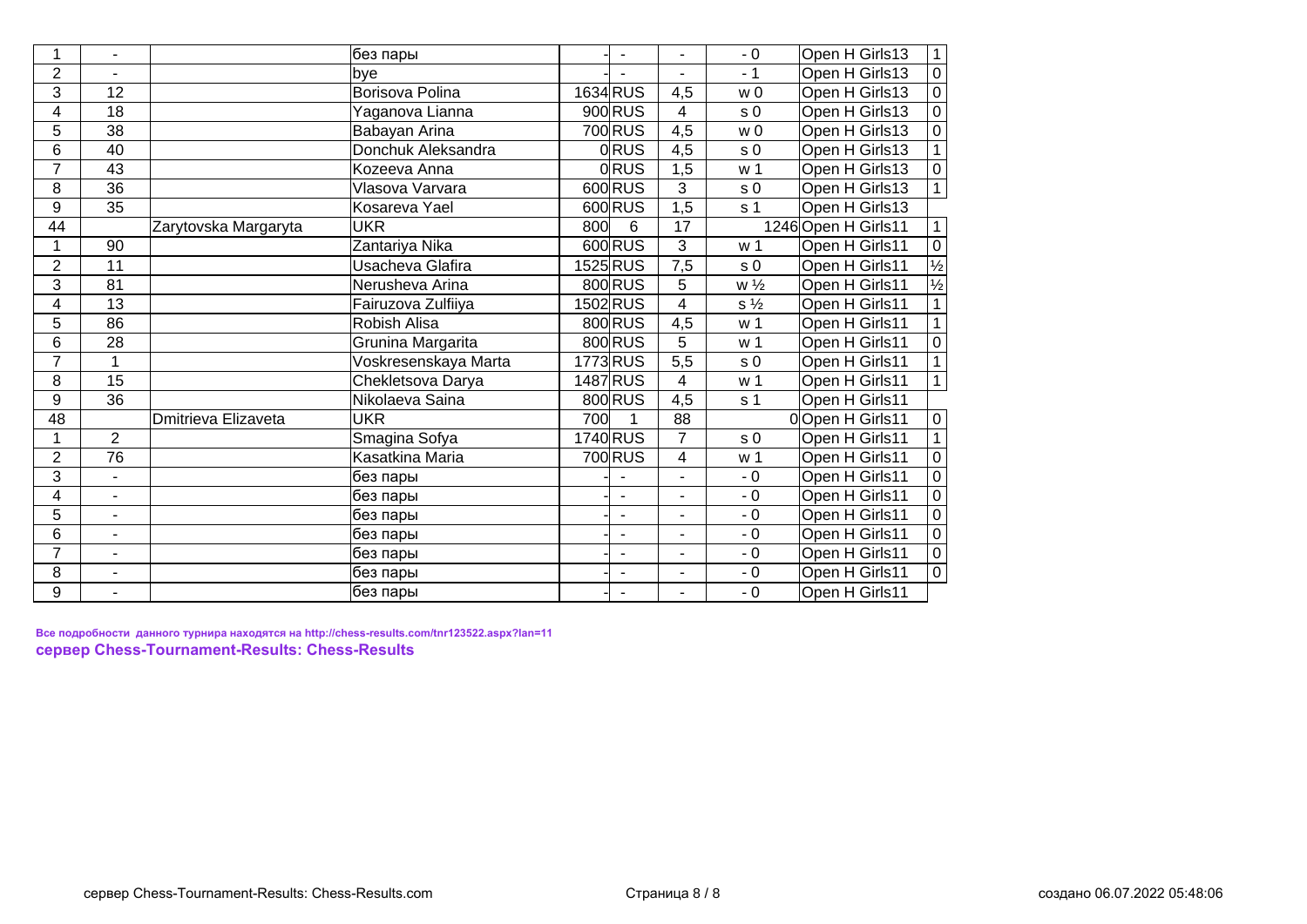| | | | | | | | | | |
|---|---|---|---|---|---|---|---|---|---|
| 1 | - | | без пары | - | - | - | - 0 | Open H Girls13 | 1 |
| 2 | - | | bye | - | - | - | - 1 | Open H Girls13 | 0 |
| 3 | 12 | | Borisova Polina | 1634 | RUS | 4,5 | w 0 | Open H Girls13 | 0 |
| 4 | 18 | | Yaganova Lianna | 900 | RUS | 4 | s 0 | Open H Girls13 | 0 |
| 5 | 38 | | Babayan Arina | 700 | RUS | 4,5 | w 0 | Open H Girls13 | 0 |
| 6 | 40 | | Donchuk Aleksandra | 0 | RUS | 4,5 | s 0 | Open H Girls13 | 1 |
| 7 | 43 | | Kozeeva Anna | 0 | RUS | 1,5 | w 1 | Open H Girls13 | 0 |
| 8 | 36 | | Vlasova Varvara | 600 | RUS | 3 | s 0 | Open H Girls13 | 1 |
| 9 | 35 | | Kosareva Yael | 600 | RUS | 1,5 | s 1 | Open H Girls13 | |
| 44 | | Zarytovska Margaryta | UKR | 800 | 6 | 17 | 1246 | Open H Girls11 | 1 |
| 1 | 90 | | Zantariya Nika | 600 | RUS | 3 | w 1 | Open H Girls11 | 0 |
| 2 | 11 | | Usacheva Glafira | 1525 | RUS | 7,5 | s 0 | Open H Girls11 | ½ |
| 3 | 81 | | Nerusheva Arina | 800 | RUS | 5 | w ½ | Open H Girls11 | ½ |
| 4 | 13 | | Fairuzova Zulfiiya | 1502 | RUS | 4 | s ½ | Open H Girls11 | 1 |
| 5 | 86 | | Robish Alisa | 800 | RUS | 4,5 | w 1 | Open H Girls11 | 1 |
| 6 | 28 | | Grunina Margarita | 800 | RUS | 5 | w 1 | Open H Girls11 | 0 |
| 7 | 1 | | Voskresenskaya Marta | 1773 | RUS | 5,5 | s 0 | Open H Girls11 | 1 |
| 8 | 15 | | Chekletsova Darya | 1487 | RUS | 4 | w 1 | Open H Girls11 | 1 |
| 9 | 36 | | Nikolaeva Saina | 800 | RUS | 4,5 | s 1 | Open H Girls11 | |
| 48 | | Dmitrieva Elizaveta | UKR | 700 | 1 | 88 | 0 | Open H Girls11 | 0 |
| 1 | 2 | | Smagina Sofya | 1740 | RUS | 7 | s 0 | Open H Girls11 | 1 |
| 2 | 76 | | Kasatkina Maria | 700 | RUS | 4 | w 1 | Open H Girls11 | 0 |
| 3 | - | | без пары | - | - | - | - 0 | Open H Girls11 | 0 |
| 4 | - | | без пары | - | - | - | - 0 | Open H Girls11 | 0 |
| 5 | - | | без пары | - | - | - | - 0 | Open H Girls11 | 0 |
| 6 | - | | без пары | - | - | - | - 0 | Open H Girls11 | 0 |
| 7 | - | | без пары | - | - | - | - 0 | Open H Girls11 | 0 |
| 8 | - | | без пары | - | - | - | - 0 | Open H Girls11 | 0 |
| 9 | - | | без пары | - | - | - | - 0 | Open H Girls11 | |

**Все подробности данного турнира находятся на http://chess-results.com/tnr123522.aspx?lan=11**
**сервер Chess-Tournament-Results: Chess-Results**